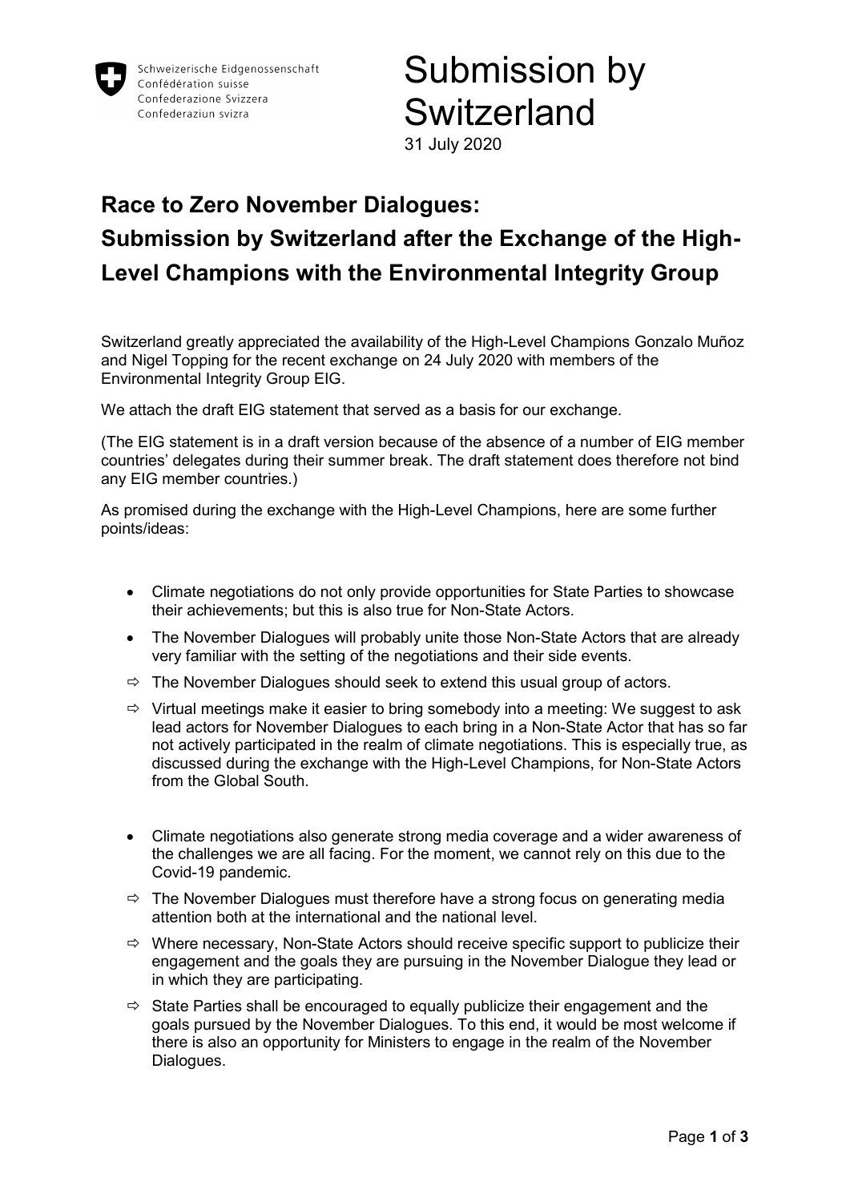Schweizerische Eidgenossenschaft
Confédération suisse
Confederazione Svizzera
Confederaziun svizra

# Submission by Switzerland

31 July 2020

## Race to Zero November Dialogues: Submission by Switzerland after the Exchange of the High-Level Champions with the Environmental Integrity Group

Switzerland greatly appreciated the availability of the High-Level Champions Gonzalo Muñoz and Nigel Topping for the recent exchange on 24 July 2020 with members of the Environmental Integrity Group EIG.

We attach the draft EIG statement that served as a basis for our exchange.

(The EIG statement is in a draft version because of the absence of a number of EIG member countries' delegates during their summer break. The draft statement does therefore not bind any EIG member countries.)

As promised during the exchange with the High-Level Champions, here are some further points/ideas:

- Climate negotiations do not only provide opportunities for State Parties to showcase their achievements; but this is also true for Non-State Actors.
- The November Dialogues will probably unite those Non-State Actors that are already very familiar with the setting of the negotiations and their side events.
  - ⇨ The November Dialogues should seek to extend this usual group of actors.
  - ⇨ Virtual meetings make it easier to bring somebody into a meeting: We suggest to ask lead actors for November Dialogues to each bring in a Non-State Actor that has so far not actively participated in the realm of climate negotiations. This is especially true, as discussed during the exchange with the High-Level Champions, for Non-State Actors from the Global South.

- Climate negotiations also generate strong media coverage and a wider awareness of the challenges we are all facing. For the moment, we cannot rely on this due to the Covid-19 pandemic.
  - ⇨ The November Dialogues must therefore have a strong focus on generating media attention both at the international and the national level.
  - ⇨ Where necessary, Non-State Actors should receive specific support to publicize their engagement and the goals they are pursuing in the November Dialogue they lead or in which they are participating.
  - ⇨ State Parties shall be encouraged to equally publicize their engagement and the goals pursued by the November Dialogues. To this end, it would be most welcome if there is also an opportunity for Ministers to engage in the realm of the November Dialogues.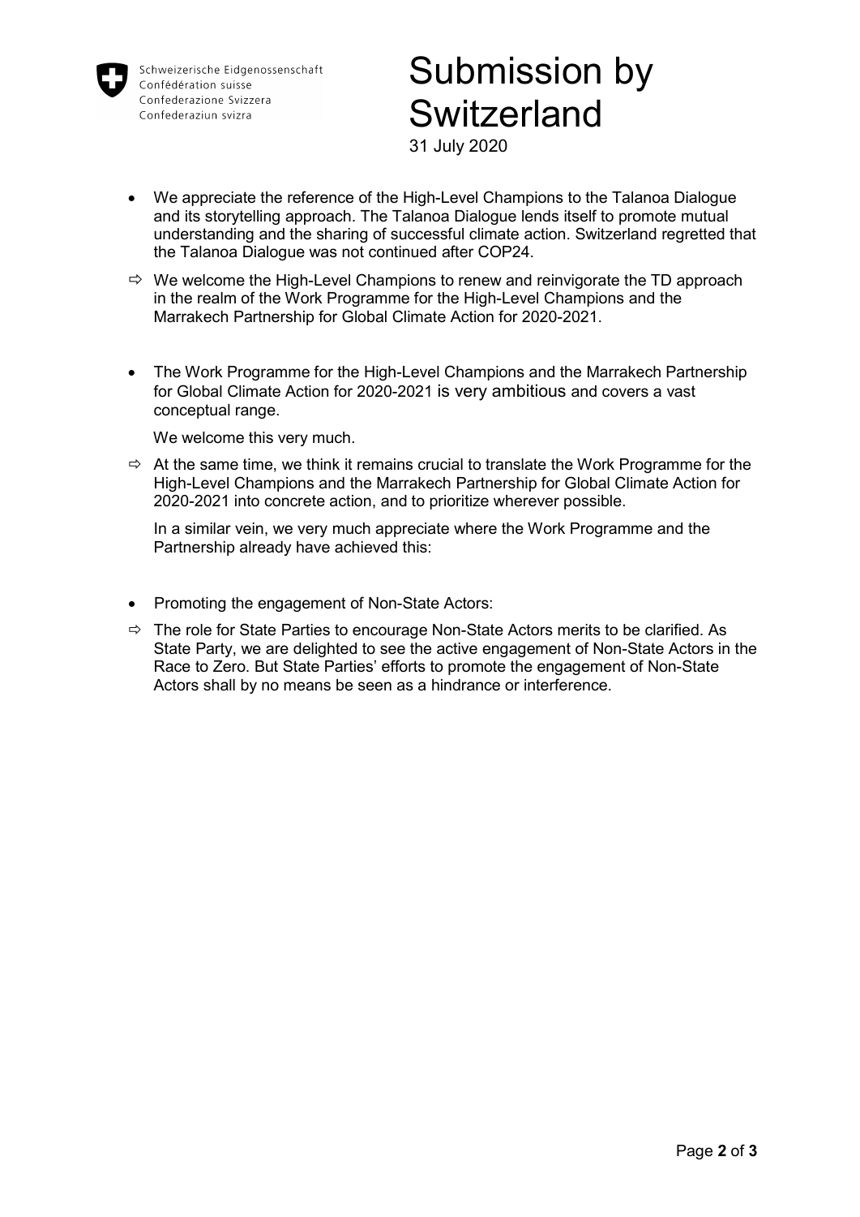Schweizerische Eidgenossenschaft
Confédération suisse
Confederazione Svizzera
Confederaziun svizra

# Submission by Switzerland

31 July 2020

- We appreciate the reference of the High-Level Champions to the Talanoa Dialogue and its storytelling approach. The Talanoa Dialogue lends itself to promote mutual understanding and the sharing of successful climate action. Switzerland regretted that the Talanoa Dialogue was not continued after COP24.

⇨ We welcome the High-Level Champions to renew and reinvigorate the TD approach in the realm of the Work Programme for the High-Level Champions and the Marrakech Partnership for Global Climate Action for 2020-2021.

- The Work Programme for the High-Level Champions and the Marrakech Partnership for Global Climate Action for 2020-2021 is very ambitious and covers a vast conceptual range.

  We welcome this very much.

⇨ At the same time, we think it remains crucial to translate the Work Programme for the High-Level Champions and the Marrakech Partnership for Global Climate Action for 2020-2021 into concrete action, and to prioritize wherever possible.

  In a similar vein, we very much appreciate where the Work Programme and the Partnership already have achieved this:

- Promoting the engagement of Non-State Actors:

⇨ The role for State Parties to encourage Non-State Actors merits to be clarified. As State Party, we are delighted to see the active engagement of Non-State Actors in the Race to Zero. But State Parties' efforts to promote the engagement of Non-State Actors shall by no means be seen as a hindrance or interference.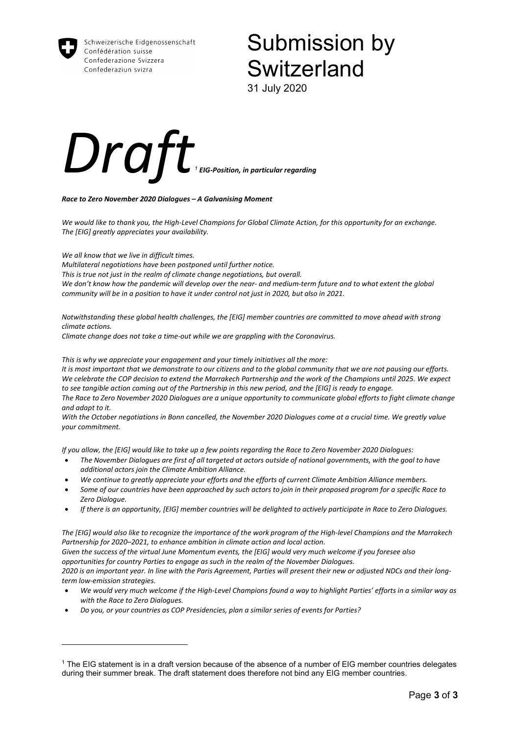Schweizerische Eidgenossenschaft
Confédération suisse
Confederazione Svizzera
Confederaziun svizra

# Submission by Switzerland

31 July 2020

# *Draft*[1] *EIG-Position, in particular regarding*

***Race to Zero November 2020 Dialogues – A Galvanising Moment***

*We would like to thank you, the High-Level Champions for Global Climate Action, for this opportunity for an exchange. The [EIG] greatly appreciates your availability.*

*We all know that we live in difficult times.*
*Multilateral negotiations have been postponed until further notice.*
*This is true not just in the realm of climate change negotiations, but overall.*
*We don't know how the pandemic will develop over the near- and medium-term future and to what extent the global community will be in a position to have it under control not just in 2020, but also in 2021.*

*Notwithstanding these global health challenges, the [EIG] member countries are committed to move ahead with strong climate actions.*
*Climate change does not take a time-out while we are grappling with the Coronavirus.*

*This is why we appreciate your engagement and your timely initiatives all the more:*
*It is most important that we demonstrate to our citizens and to the global community that we are not pausing our efforts.*
*We celebrate the COP decision to extend the Marrakech Partnership and the work of the Champions until 2025. We expect to see tangible action coming out of the Partnership in this new period, and the [EIG] is ready to engage.*
*The Race to Zero November 2020 Dialogues are a unique opportunity to communicate global efforts to fight climate change and adapt to it.*
*With the October negotiations in Bonn cancelled, the November 2020 Dialogues come at a crucial time. We greatly value your commitment.*

*If you allow, the [EIG] would like to take up a few points regarding the Race to Zero November 2020 Dialogues:*

- *The November Dialogues are first of all targeted at actors outside of national governments, with the goal to have additional actors join the Climate Ambition Alliance.*
- *We continue to greatly appreciate your efforts and the efforts of current Climate Ambition Alliance members.*
- *Some of our countries have been approached by such actors to join in their proposed program for a specific Race to Zero Dialogue.*
- *If there is an opportunity, [EIG] member countries will be delighted to actively participate in Race to Zero Dialogues.*

*The [EIG] would also like to recognize the importance of the work program of the High-level Champions and the Marrakech Partnership for 2020–2021, to enhance ambition in climate action and local action.*
*Given the success of the virtual June Momentum events, the [EIG] would very much welcome if you foresee also opportunities for country Parties to engage as such in the realm of the November Dialogues.*
*2020 is an important year. In line with the Paris Agreement, Parties will present their new or adjusted NDCs and their long-term low-emission strategies.*

- *We would very much welcome if the High-Level Champions found a way to highlight Parties' efforts in a similar way as with the Race to Zero Dialogues.*
- *Do you, or your countries as COP Presidencies, plan a similar series of events for Parties?*

---

[1] The EIG statement is in a draft version because of the absence of a number of EIG member countries delegates during their summer break. The draft statement does therefore not bind any EIG member countries.